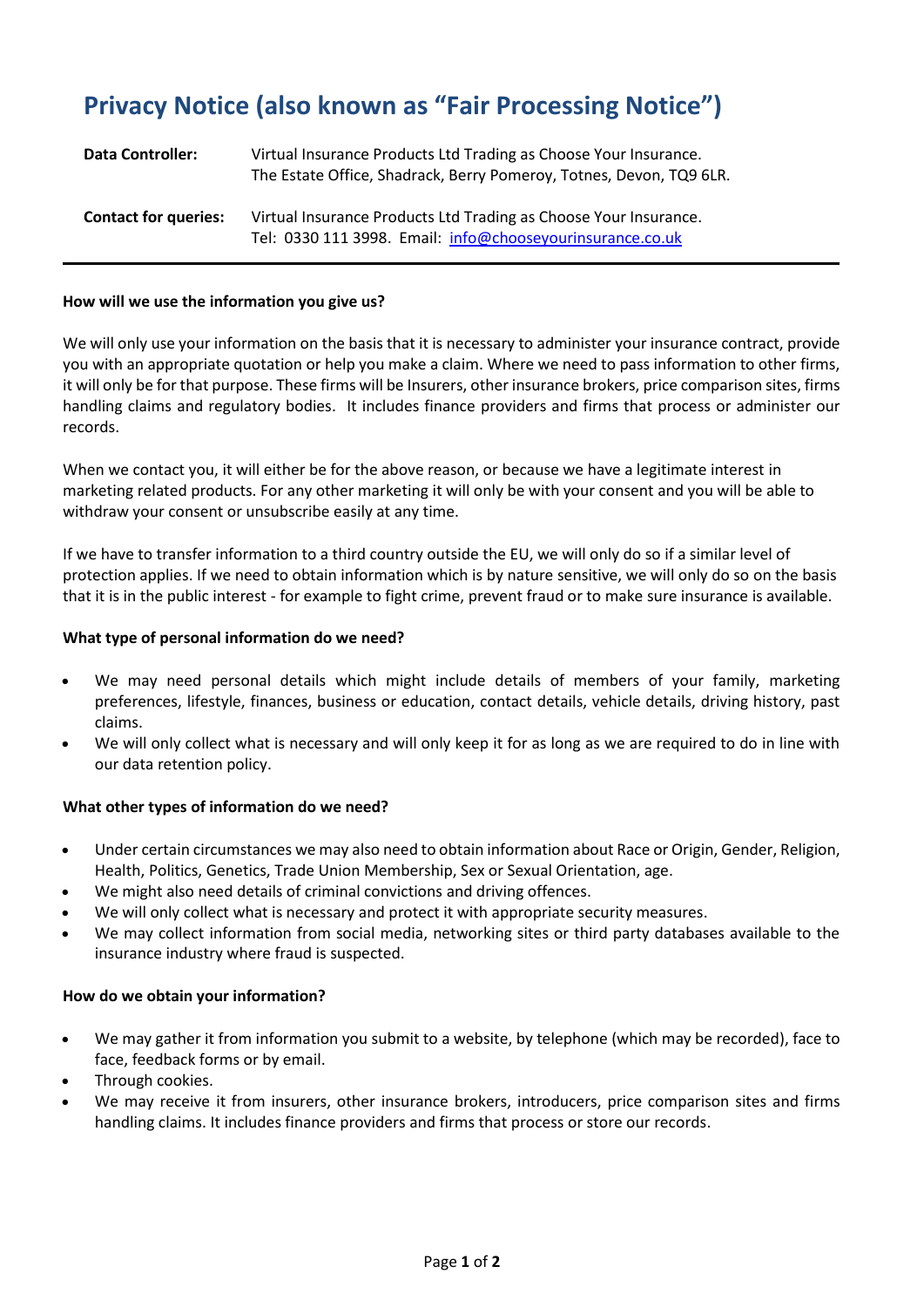# Privacy Notice (also known as "Fair Processing Notice")

| | |
|---|---|
| **Data Controller:** | Virtual Insurance Products Ltd Trading as Choose Your Insurance. The Estate Office, Shadrack, Berry Pomeroy, Totnes, Devon, TQ9 6LR. |
| **Contact for queries:** | Virtual Insurance Products Ltd Trading as Choose Your Insurance. Tel: 0330 111 3998. Email: info@chooseyourinsurance.co.uk |

---

**How will we use the information you give us?**

We will only use your information on the basis that it is necessary to administer your insurance contract, provide you with an appropriate quotation or help you make a claim. Where we need to pass information to other firms, it will only be for that purpose. These firms will be Insurers, other insurance brokers, price comparison sites, firms handling claims and regulatory bodies. It includes finance providers and firms that process or administer our records.

When we contact you, it will either be for the above reason, or because we have a legitimate interest in marketing related products. For any other marketing it will only be with your consent and you will be able to withdraw your consent or unsubscribe easily at any time.

If we have to transfer information to a third country outside the EU, we will only do so if a similar level of protection applies. If we need to obtain information which is by nature sensitive, we will only do so on the basis that it is in the public interest - for example to fight crime, prevent fraud or to make sure insurance is available.

**What type of personal information do we need?**

- We may need personal details which might include details of members of your family, marketing preferences, lifestyle, finances, business or education, contact details, vehicle details, driving history, past claims.
- We will only collect what is necessary and will only keep it for as long as we are required to do in line with our data retention policy.

**What other types of information do we need?**

- Under certain circumstances we may also need to obtain information about Race or Origin, Gender, Religion, Health, Politics, Genetics, Trade Union Membership, Sex or Sexual Orientation, age.
- We might also need details of criminal convictions and driving offences.
- We will only collect what is necessary and protect it with appropriate security measures.
- We may collect information from social media, networking sites or third party databases available to the insurance industry where fraud is suspected.

**How do we obtain your information?**

- We may gather it from information you submit to a website, by telephone (which may be recorded), face to face, feedback forms or by email.
- Through cookies.
- We may receive it from insurers, other insurance brokers, introducers, price comparison sites and firms handling claims. It includes finance providers and firms that process or store our records.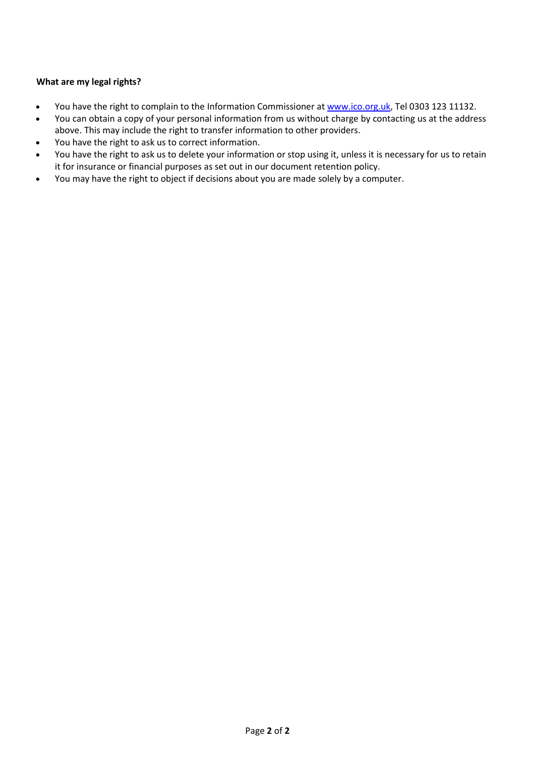**What are my legal rights?**

- You have the right to complain to the Information Commissioner at www.ico.org.uk, Tel 0303 123 11132.
- You can obtain a copy of your personal information from us without charge by contacting us at the address above. This may include the right to transfer information to other providers.
- You have the right to ask us to correct information.
- You have the right to ask us to delete your information or stop using it, unless it is necessary for us to retain it for insurance or financial purposes as set out in our document retention policy.
- You may have the right to object if decisions about you are made solely by a computer.